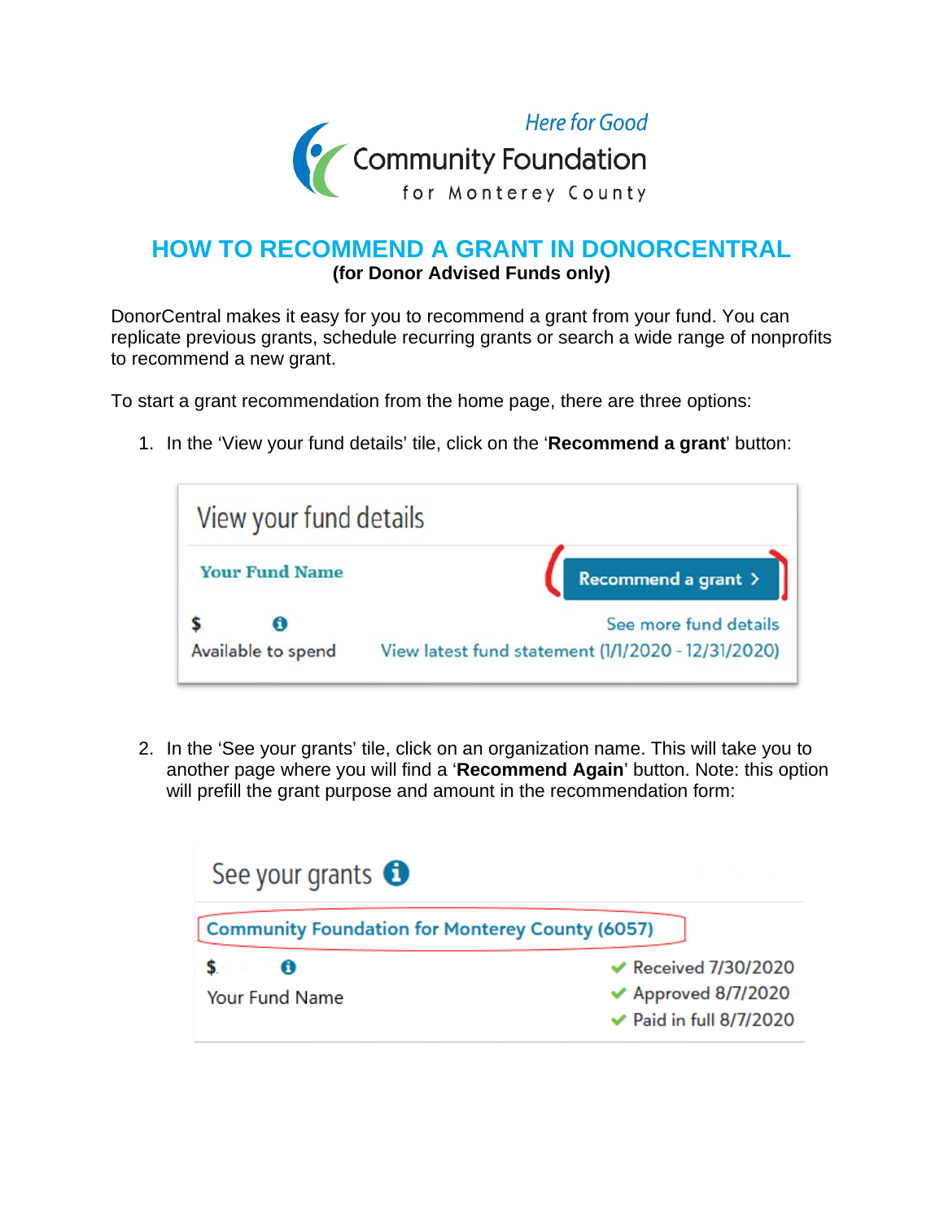# HOW TO RECOMMEND A GRANT IN DONORCENTRAL

**(for Donor Advised Funds only)**

DonorCentral makes it easy for you to recommend a grant from your fund. You can replicate previous grants, schedule recurring grants or search a wide range of nonprofits to recommend a new grant.

To start a grant recommendation from the home page, there are three options:

1. In the 'View your fund details' tile, click on the '**Recommend a grant**' button:

View your fund details

Your Fund Name

Recommend a grant >

$ Available to spend

See more fund details

View latest fund statement (1/1/2020 - 12/31/2020)

2. In the 'See your grants' tile, click on an organization name. This will take you to another page where you will find a '**Recommend Again**' button. Note: this option will prefill the grant purpose and amount in the recommendation form:

See your grants

Community Foundation for Monterey County (6057)

$ Your Fund Name

Received 7/30/2020
Approved 8/7/2020
Paid in full 8/7/2020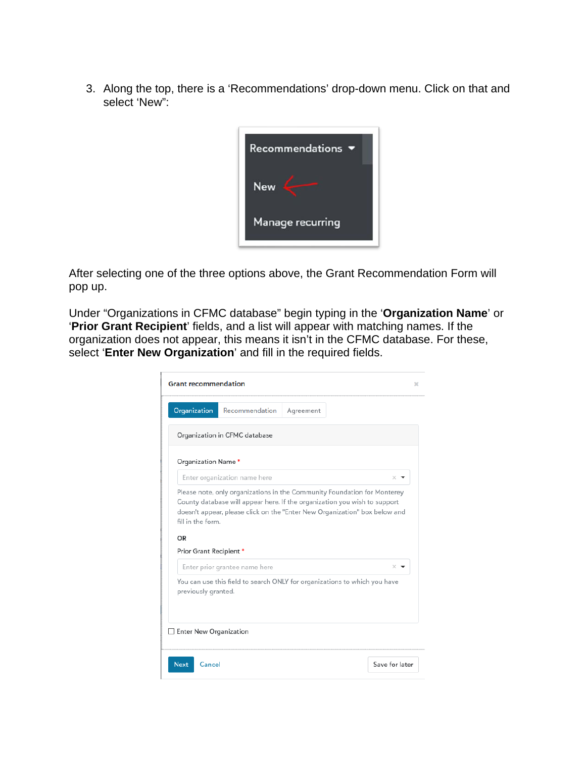3. Along the top, there is a 'Recommendations' drop-down menu. Click on that and select 'New':

After selecting one of the three options above, the Grant Recommendation Form will pop up.

Under "Organizations in CFMC database" begin typing in the '**Organization Name**' or '**Prior Grant Recipient**' fields, and a list will appear with matching names. If the organization does not appear, this means it isn't in the CFMC database. For these, select '**Enter New Organization**' and fill in the required fields.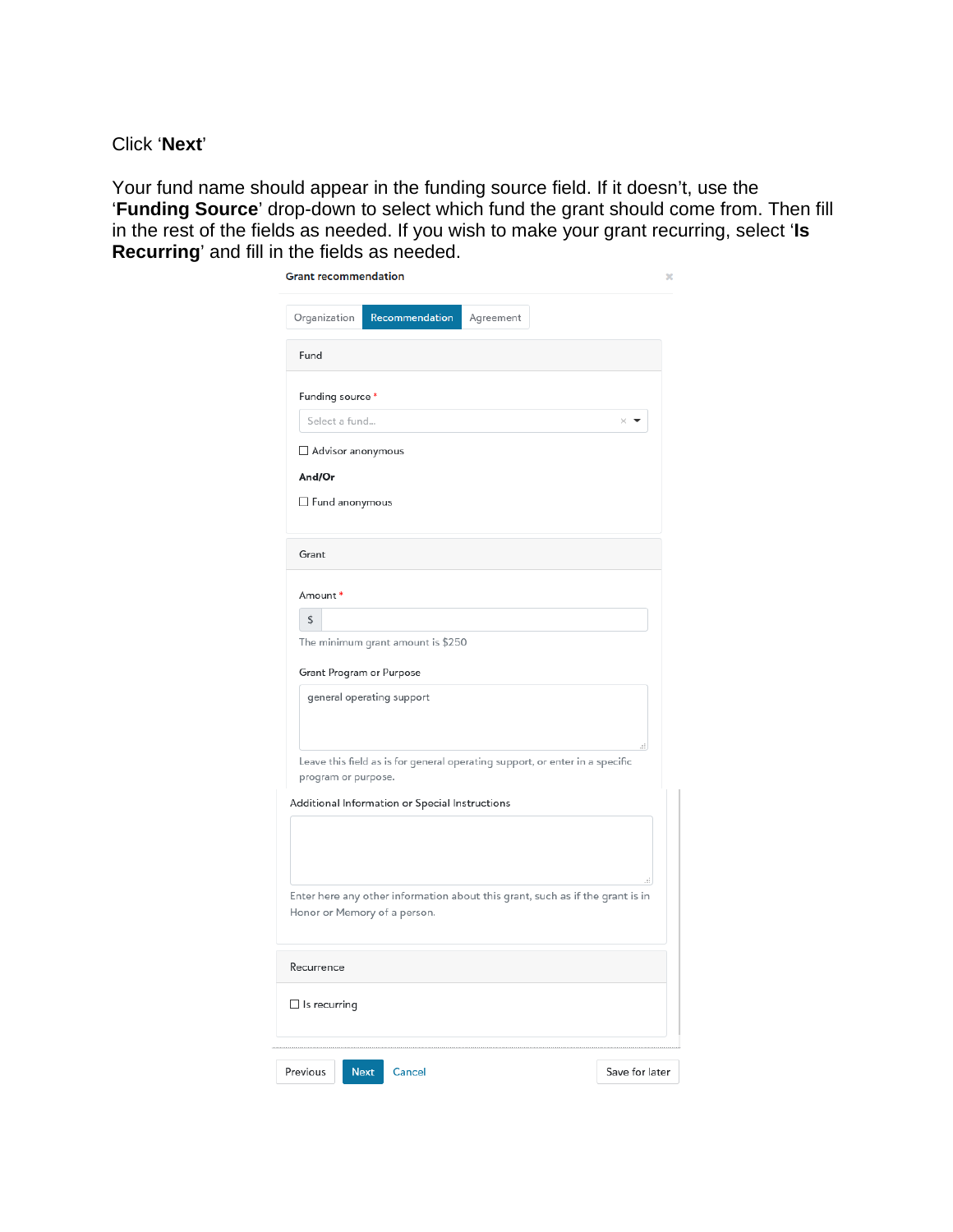Click '**Next**'

Your fund name should appear in the funding source field. If it doesn't, use the '**Funding Source**' drop-down to select which fund the grant should come from. Then fill in the rest of the fields as needed. If you wish to make your grant recurring, select '**Is Recurring**' and fill in the fields as needed.

**Grant recommendation**

Organization | **Recommendation** | Agreement

**Fund**

Funding source *

Select a fund...

☐ Advisor anonymous

**And/Or**

☐ Fund anonymous

**Grant**

Amount *

$

The minimum grant amount is $250

Grant Program or Purpose

general operating support

Leave this field as is for general operating support, or enter in a specific program or purpose.

Additional Information or Special Instructions

Enter here any other information about this grant, such as if the grant is in Honor or Memory of a person.

**Recurrence**

☐ Is recurring

Previous | Next | Cancel | Save for later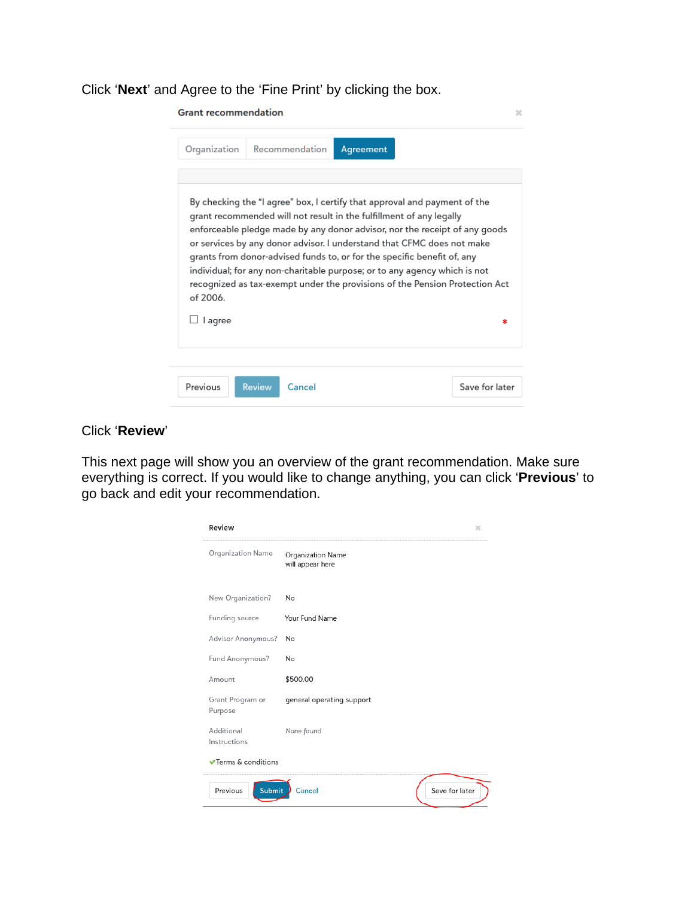Click ‘**Next**’ and Agree to the ‘Fine Print’ by clicking the box.

**Grant recommendation**

Organization | Recommendation | **Agreement**

By checking the “I agree” box, I certify that approval and payment of the grant recommended will not result in the fulfillment of any legally enforceable pledge made by any donor advisor, nor the receipt of any goods or services by any donor advisor. I understand that CFMC does not make grants from donor-advised funds to, or for the specific benefit of, any individual; for any non-charitable purpose; or to any agency which is not recognized as tax-exempt under the provisions of the Pension Protection Act of 2006.

☐ I agree *

Previous | Review | Cancel | Save for later

Click ‘**Review**’

This next page will show you an overview of the grant recommendation. Make sure everything is correct. If you would like to change anything, you can click ‘**Previous**’ to go back and edit your recommendation.

**Review**

| | |
|---|---|
| Organization Name | Organization Name will appear here |
| New Organization? | No |
| Funding source | Your Fund Name |
| Advisor Anonymous? | No |
| Fund Anonymous? | No |
| Amount | $500.00 |
| Grant Program or Purpose | general operating support |
| Additional Instructions | *None found* |

✔Terms & conditions

Previous | Submit | Cancel | Save for later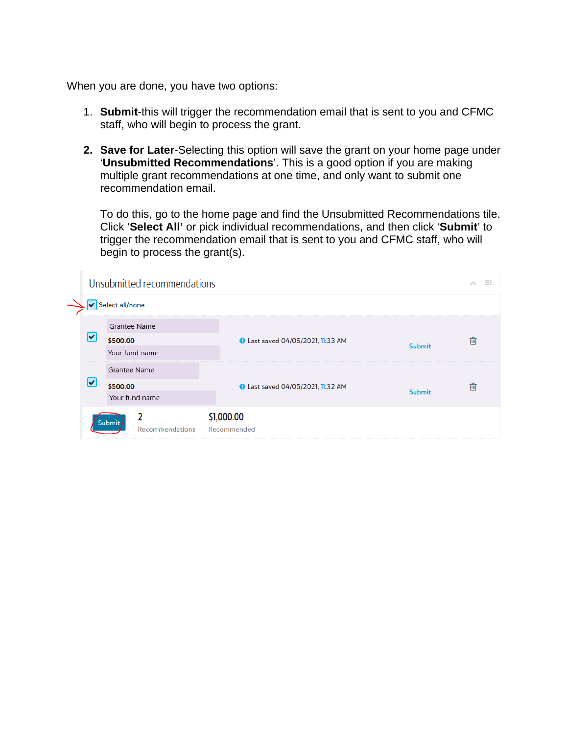When you are done, you have two options:

1. **Submit**-this will trigger the recommendation email that is sent to you and CFMC staff, who will begin to process the grant.

2. **Save for Later**-Selecting this option will save the grant on your home page under '**Unsubmitted Recommendations**'. This is a good option if you are making multiple grant recommendations at one time, and only want to submit one recommendation email.

   To do this, go to the home page and find the Unsubmitted Recommendations tile. Click '**Select All'** or pick individual recommendations, and then click '**Submit**' to trigger the recommendation email that is sent to you and CFMC staff, who will begin to process the grant(s).

Unsubmitted recommendations

Select all/none

Grantee Name
$500.00
Your fund name
Last saved 04/05/2021, 11:33 AM
Submit

Grantee Name
$500.00
Your fund name
Last saved 04/05/2021, 11:32 AM
Submit

Submit
2
Recommendations
$1,000.00
Recommended